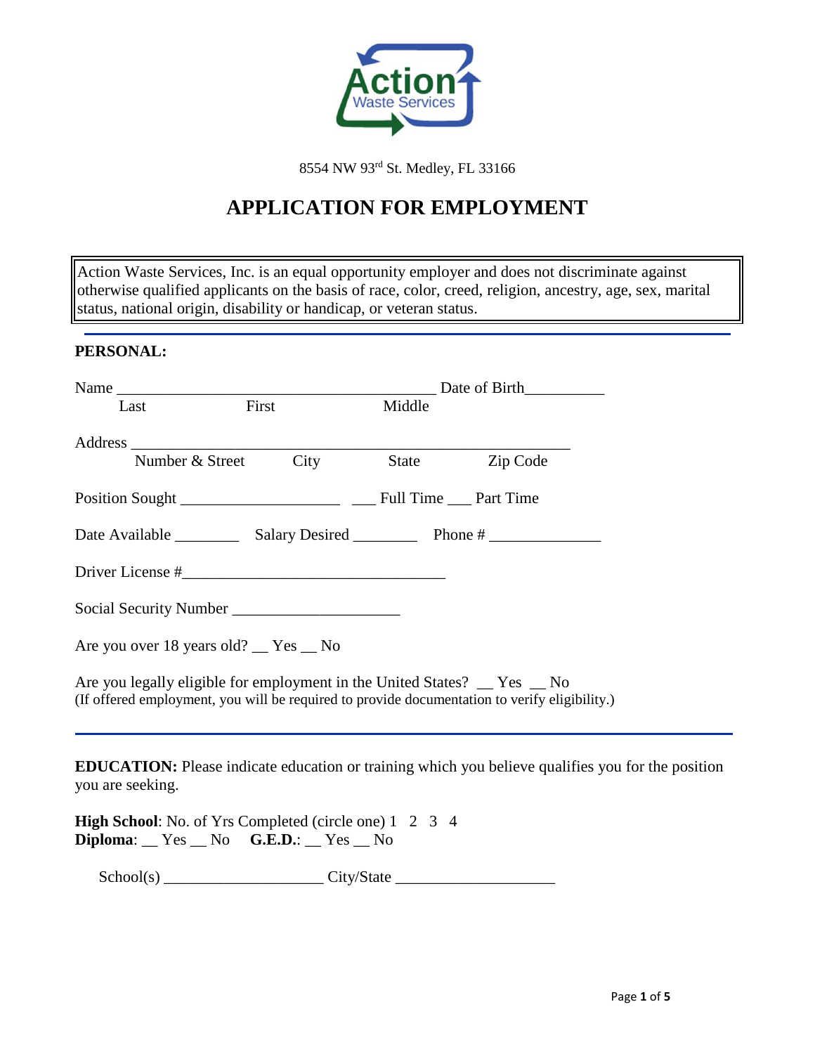Action Waste Services

8554 NW 93rd St. Medley, FL 33166

# APPLICATION FOR EMPLOYMENT

Action Waste Services, Inc. is an equal opportunity employer and does not discriminate against otherwise qualified applicants on the basis of race, color, creed, religion, ancestry, age, sex, marital status, national origin, disability or handicap, or veteran status.

---

**PERSONAL:**

Name _________________________________________ Date of Birth__________
Last First Middle

Address _________________________________________________________
Number & Street City State Zip Code

Position Sought ____________________ ___ Full Time ___ Part Time

Date Available ________ Salary Desired ________ Phone # ______________

Driver License #__________________________________

Social Security Number _____________________

Are you over 18 years old? __ Yes __ No

Are you legally eligible for employment in the United States? __ Yes __ No
(If offered employment, you will be required to provide documentation to verify eligibility.)

---

**EDUCATION:** Please indicate education or training which you believe qualifies you for the position you are seeking.

**High School**: No. of Yrs Completed (circle one) 1 2 3 4
**Diploma**: __ Yes __ No **G.E.D.**: __ Yes __ No

School(s) ____________________ City/State ____________________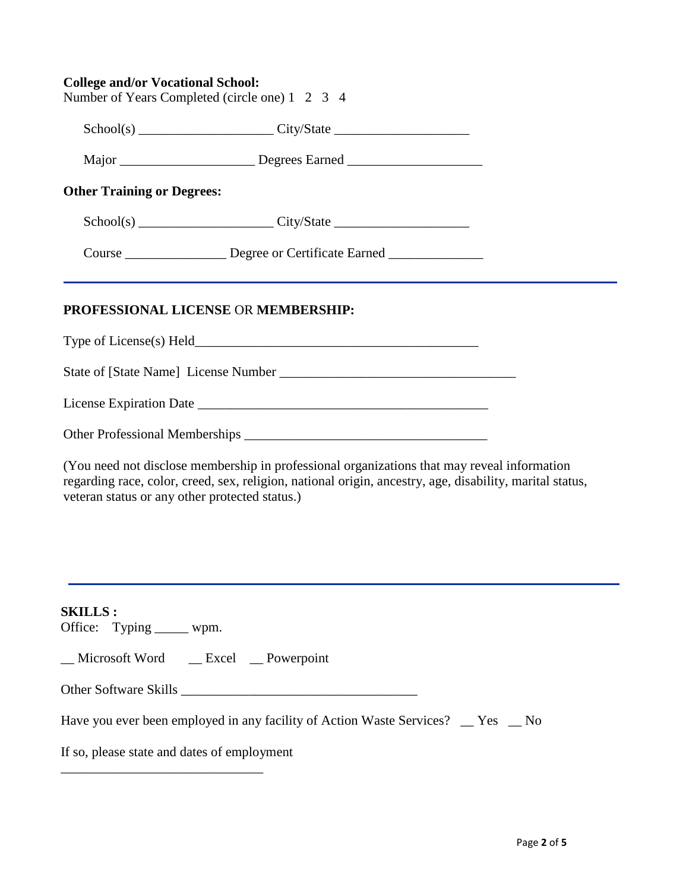**College and/or Vocational School:**
Number of Years Completed (circle one) 1 2 3 4

School(s) ____________________ City/State ____________________

Major ____________________ Degrees Earned ____________________

**Other Training or Degrees:**

School(s) ____________________ City/State ____________________

Course _______________ Degree or Certificate Earned ______________

---

**PROFESSIONAL LICENSE** OR **MEMBERSHIP:**

Type of License(s) Held___________________________________________

State of [State Name] License Number ____________________________________

License Expiration Date _____________________________________________

Other Professional Memberships _____________________________________

(You need not disclose membership in professional organizations that may reveal information regarding race, color, creed, sex, religion, national origin, ancestry, age, disability, marital status, veteran status or any other protected status.)

---

**SKILLS :**
Office: Typing _____ wpm.

__ Microsoft Word __ Excel __ Powerpoint

Other Software Skills ___________________________________

Have you ever been employed in any facility of Action Waste Services? __ Yes __ No

If so, please state and dates of employment
______________________________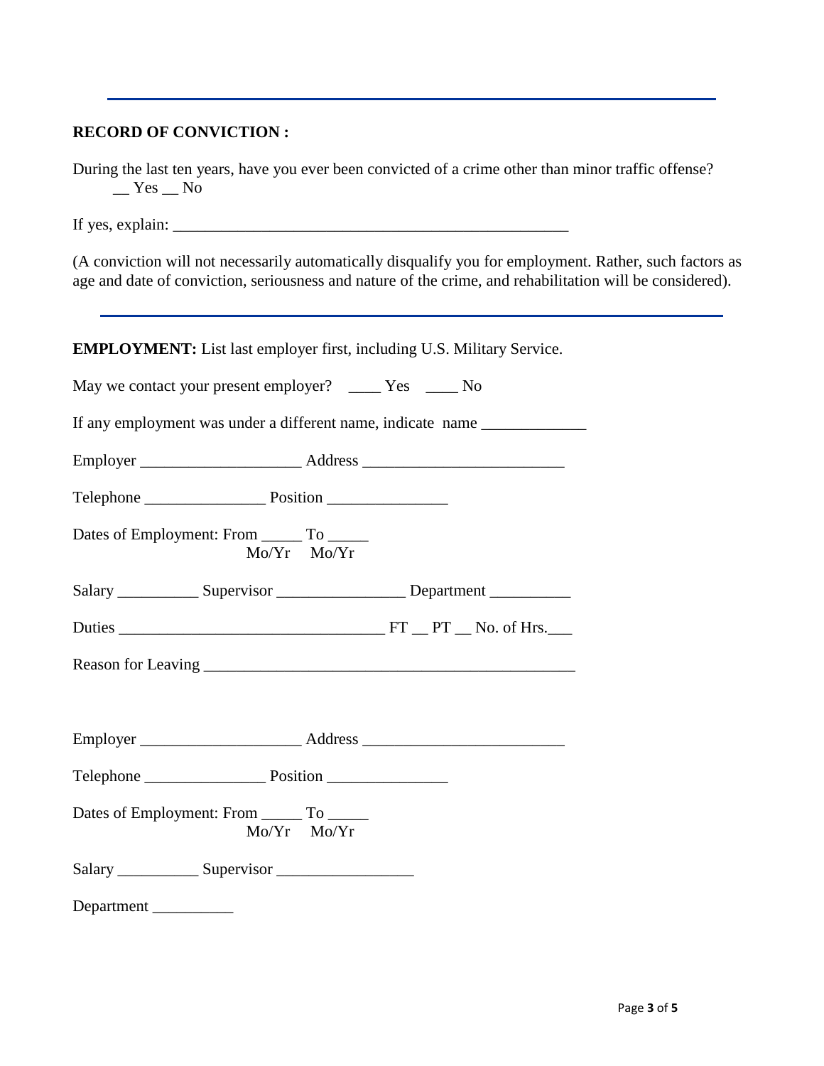---

**RECORD OF CONVICTION :**

During the last ten years, have you ever been convicted of a crime other than minor traffic offense?
__ Yes __ No

If yes, explain: ___________________________________________________

(A conviction will not necessarily automatically disqualify you for employment. Rather, such factors as age and date of conviction, seriousness and nature of the crime, and rehabilitation will be considered).

---

**EMPLOYMENT:** List last employer first, including U.S. Military Service.

May we contact your present employer? ____ Yes ____ No

If any employment was under a different name, indicate name _____________

Employer ____________________ Address _________________________

Telephone _______________ Position _______________

Dates of Employment: From _____ To _____
Mo/Yr Mo/Yr

Salary __________ Supervisor ________________ Department __________

Duties _________________________________ FT __ PT __ No. of Hrs.___

Reason for Leaving _______________________________________________

Employer ____________________ Address _________________________

Telephone _______________ Position _______________

Dates of Employment: From _____ To _____
Mo/Yr Mo/Yr

Salary __________ Supervisor _________________

Department __________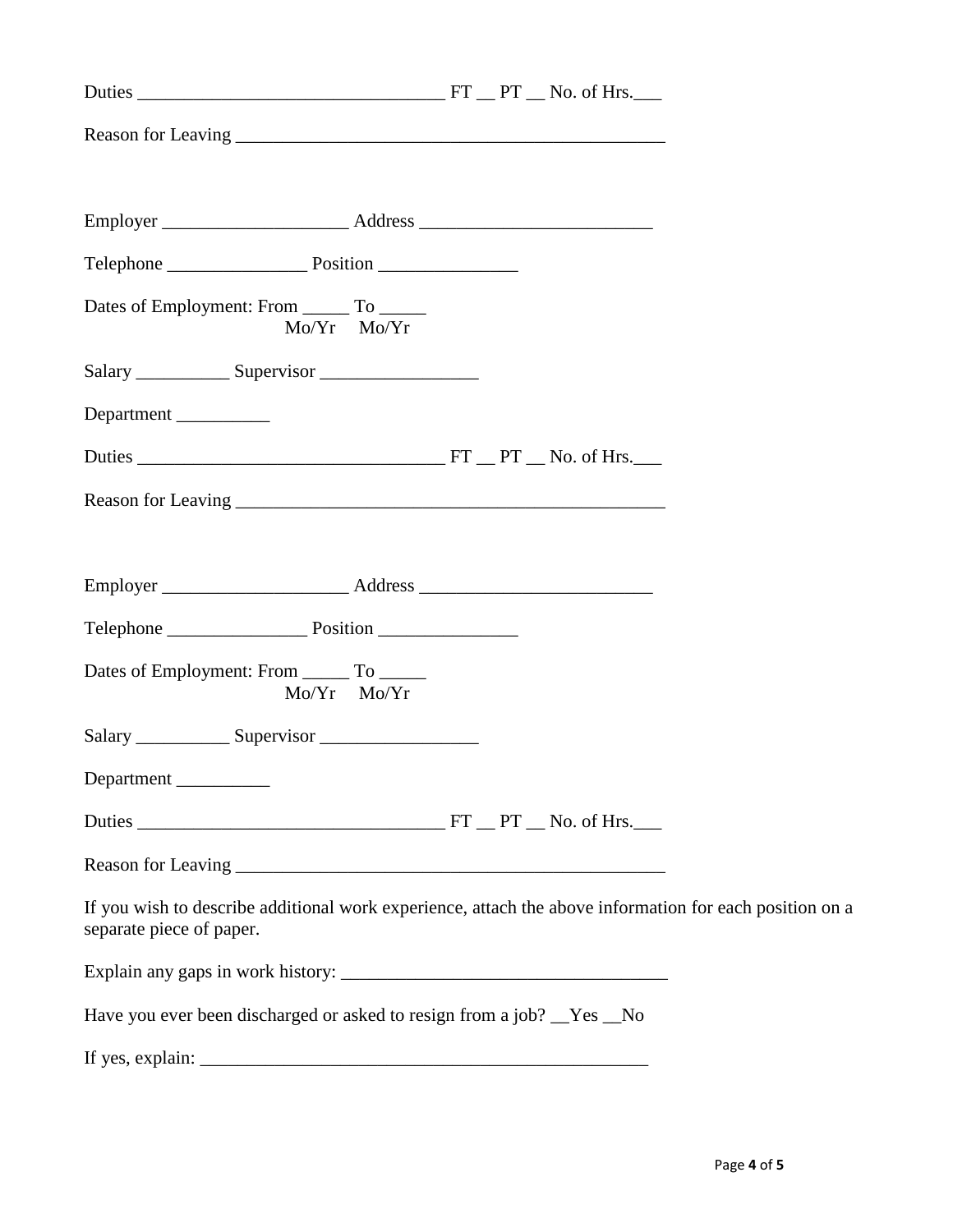Duties _________________________________ FT __ PT __ No. of Hrs.___

Reason for Leaving _______________________________________________

Employer ____________________ Address _________________________

Telephone _______________ Position _______________

Dates of Employment: From _____ To _____
Mo/Yr Mo/Yr

Salary __________ Supervisor _________________

Department __________

Duties _________________________________ FT __ PT __ No. of Hrs.___

Reason for Leaving _______________________________________________

Employer ____________________ Address _________________________

Telephone _______________ Position _______________

Dates of Employment: From _____ To _____
Mo/Yr Mo/Yr

Salary __________ Supervisor _________________

Department __________

Duties _________________________________ FT __ PT __ No. of Hrs.___

Reason for Leaving _______________________________________________

If you wish to describe additional work experience, attach the above information for each position on a separate piece of paper.

Explain any gaps in work history: ___________________________________

Have you ever been discharged or asked to resign from a job? __Yes __No

If yes, explain: _________________________________________________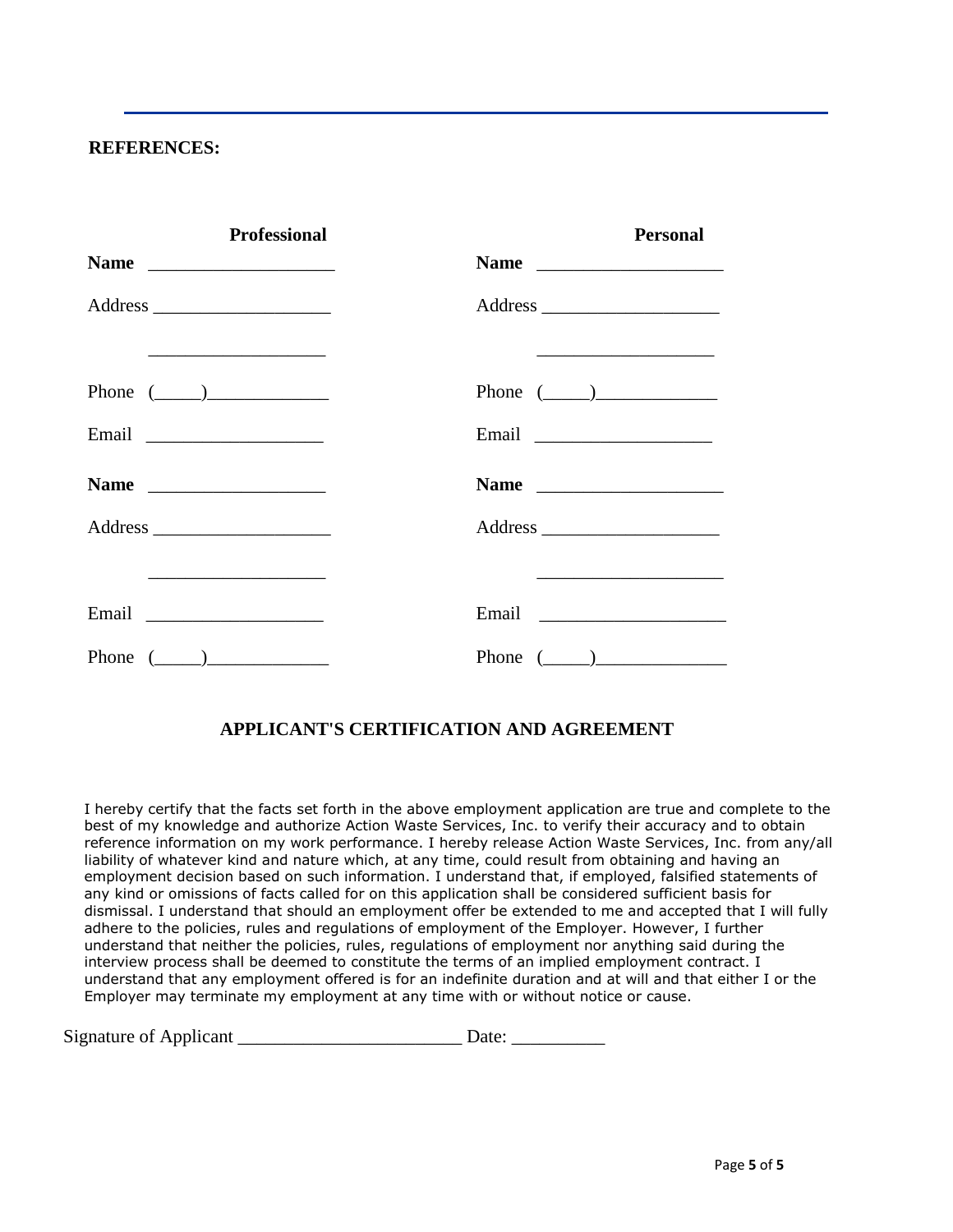**REFERENCES:**

| Professional | Personal |
| --- | --- |
| **Name** ____________________ | **Name** ____________________ |
| Address ___________________ | Address ___________________ |
| ___________________ | ___________________ |
| Phone (_____)_____________ | Phone (_____)_____________ |
| Email ___________________ | Email ___________________ |
| **Name** ___________________ | **Name** ____________________ |
| Address ___________________ | Address ___________________ |
| ___________________ | ____________________ |
| Email ___________________ | Email ____________________ |
| Phone (_____)_____________ | Phone (_____)______________ |

## APPLICANT'S CERTIFICATION AND AGREEMENT

I hereby certify that the facts set forth in the above employment application are true and complete to the best of my knowledge and authorize Action Waste Services, Inc. to verify their accuracy and to obtain reference information on my work performance. I hereby release Action Waste Services, Inc. from any/all liability of whatever kind and nature which, at any time, could result from obtaining and having an employment decision based on such information. I understand that, if employed, falsified statements of any kind or omissions of facts called for on this application shall be considered sufficient basis for dismissal. I understand that should an employment offer be extended to me and accepted that I will fully adhere to the policies, rules and regulations of employment of the Employer. However, I further understand that neither the policies, rules, regulations of employment nor anything said during the interview process shall be deemed to constitute the terms of an implied employment contract. I understand that any employment offered is for an indefinite duration and at will and that either I or the Employer may terminate my employment at any time with or without notice or cause.

Signature of Applicant ________________________ Date: __________